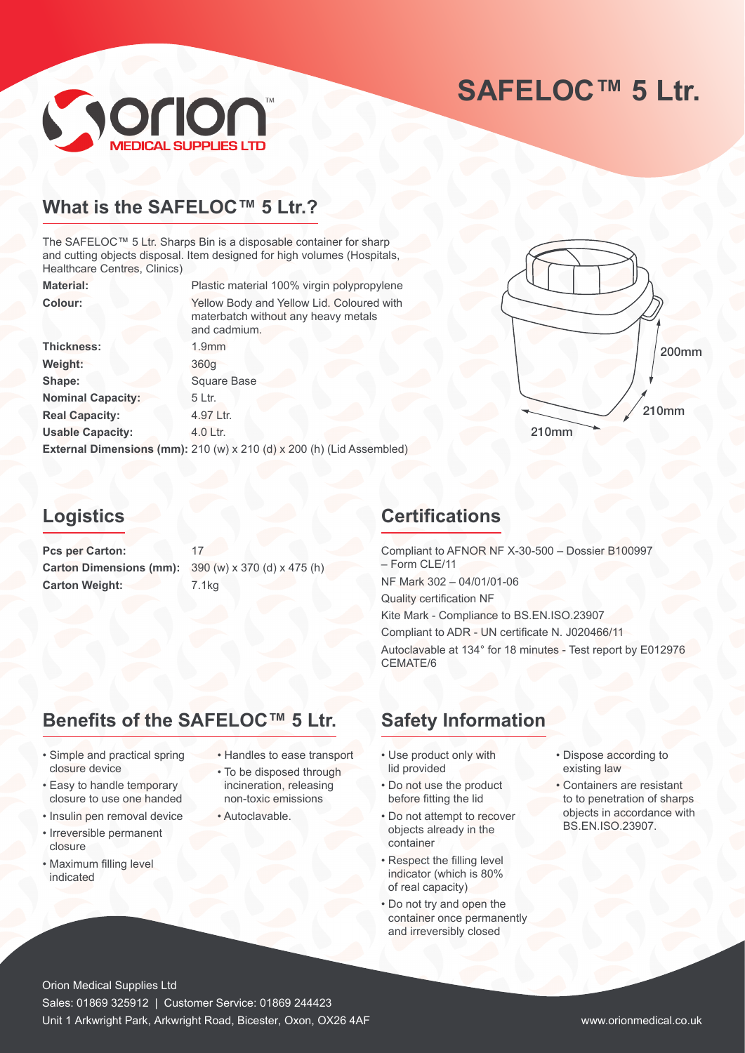# SAFELOC™ 5 Ltr.

## What is the SAFELOC™ 5 Ltr.?

The SAFELOC™ 5 Ltr. Sharps Bin is a disposable container for sharp and cutting objects disposal. Item designed for high volumes (Hospitals, Healthcare Centres, Clinics)

| | |
|---|---|
| **Material:** | Plastic material 100% virgin polypropylene |
| **Colour:** | Yellow Body and Yellow Lid. Coloured with materbatch without any heavy metals and cadmium. |
| **Thickness:** | 1.9mm |
| **Weight:** | 360g |
| **Shape:** | Square Base |
| **Nominal Capacity:** | 5 Ltr. |
| **Real Capacity:** | 4.97 Ltr. |
| **Usable Capacity:** | 4.0 Ltr. |

**External Dimensions (mm):** 210 (w) x 210 (d) x 200 (h) (Lid Assembled)

200mm
210mm
210mm

## Logistics

| | |
|---|---|
| **Pcs per Carton:** | 17 |
| **Carton Dimensions (mm):** | 390 (w) x 370 (d) x 475 (h) |
| **Carton Weight:** | 7.1kg |

## Certifications

Compliant to AFNOR NF X-30-500 – Dossier B100997 – Form CLE/11

NF Mark 302 – 04/01/01-06

Quality certification NF

Kite Mark - Compliance to BS.EN.ISO.23907

Compliant to ADR - UN certificate N. J020466/11

Autoclavable at 134° for 18 minutes - Test report by E012976 CEMATE/6

## Benefits of the SAFELOC™ 5 Ltr.

- Simple and practical spring closure device
- Easy to handle temporary closure to use one handed
- Insulin pen removal device
- Irreversible permanent closure
- Maximum filling level indicated
- Handles to ease transport
- To be disposed through incineration, releasing non-toxic emissions
- Autoclavable.

## Safety Information

- Use product only with lid provided
- Do not use the product before fitting the lid
- Do not attempt to recover objects already in the container
- Respect the filling level indicator (which is 80% of real capacity)
- Do not try and open the container once permanently and irreversibly closed
- Dispose according to existing law
- Containers are resistant to to penetration of sharps objects in accordance with BS.EN.ISO.23907.

Orion Medical Supplies Ltd
Sales: 01869 325912 | Customer Service: 01869 244423
Unit 1 Arkwright Park, Arkwright Road, Bicester, Oxon, OX26 4AF
www.orionmedical.co.uk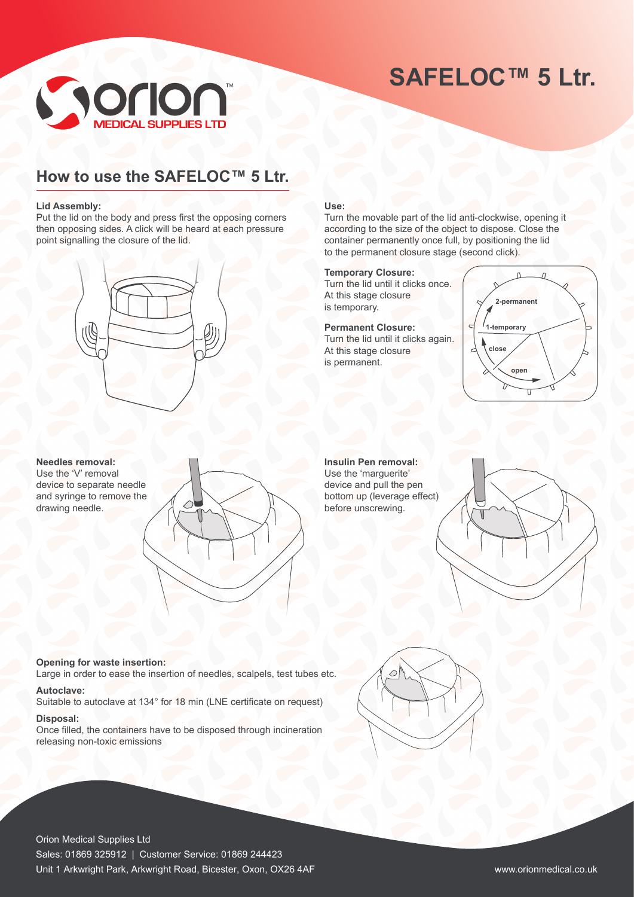# SAFELOC™ 5 Ltr.

## How to use the SAFELOC™ 5 Ltr.

**Lid Assembly:**
Put the lid on the body and press first the opposing corners then opposing sides. A click will be heard at each pressure point signalling the closure of the lid.

**Use:**
Turn the movable part of the lid anti-clockwise, opening it according to the size of the object to dispose. Close the container permanently once full, by positioning the lid to the permanent closure stage (second click).

**Temporary Closure:**
Turn the lid until it clicks once. At this stage closure is temporary.

**Permanent Closure:**
Turn the lid until it clicks again. At this stage closure is permanent.

2-permanent
1-temporary
close
open

**Needles removal:**
Use the 'V' removal device to separate needle and syringe to remove the drawing needle.

**Insulin Pen removal:**
Use the 'marguerite' device and pull the pen bottom up (leverage effect) before unscrewing.

**Opening for waste insertion:**
Large in order to ease the insertion of needles, scalpels, test tubes etc.

**Autoclave:**
Suitable to autoclave at 134° for 18 min (LNE certificate on request)

**Disposal:**
Once filled, the containers have to be disposed through incineration releasing non-toxic emissions

Orion Medical Supplies Ltd
Sales: 01869 325912 | Customer Service: 01869 244423
Unit 1 Arkwright Park, Arkwright Road, Bicester, Oxon, OX26 4AF
www.orionmedical.co.uk